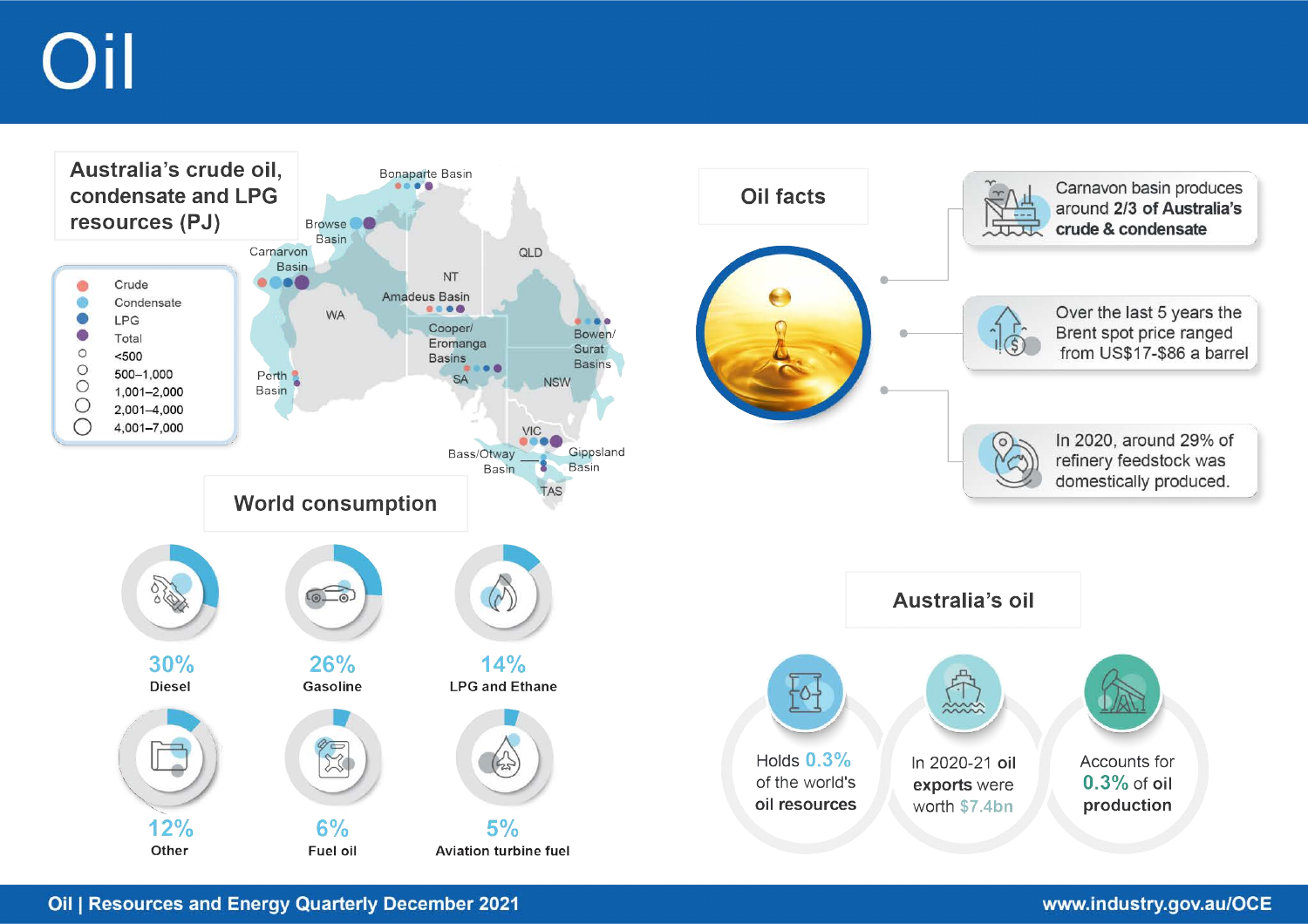# Oil

## Australia's crude oil, condensate and LPG resources (PJ)

- Crude
- Condensate
- LPG
- Total
- <500
- 500–1,000
- 1,001–2,000
- 2,001–4,000
- 4,001–7,000

Bonaparte Basin

Browse Basin

Carnarvon Basin

WA

NT

QLD

Amadeus Basin

Cooper/ Eromanga Basins

SA

Bowen/ Surat Basins

NSW

Perth Basin

VIC

Bass/Otway Basin

Gippsland Basin

TAS

## Oil facts

- Carnarvon basin produces around **2/3 of Australia's crude & condensate**
- Over the last 5 years the Brent spot price ranged from US$17-$86 a barrel
- In 2020, around 29% of refinery feedstock was domestically produced.

## World consumption

- 30% Diesel
- 26% Gasoline
- 14% LPG and Ethane
- 12% Other
- 6% Fuel oil
- 5% Aviation turbine fuel

## Australia's oil

- Holds 0.3% of the world's **oil resources**
- In 2020-21 **oil exports** were worth $7.4bn
- Accounts for 0.3% of **oil production**

Oil | Resources and Energy Quarterly December 2021

www.industry.gov.au/OCE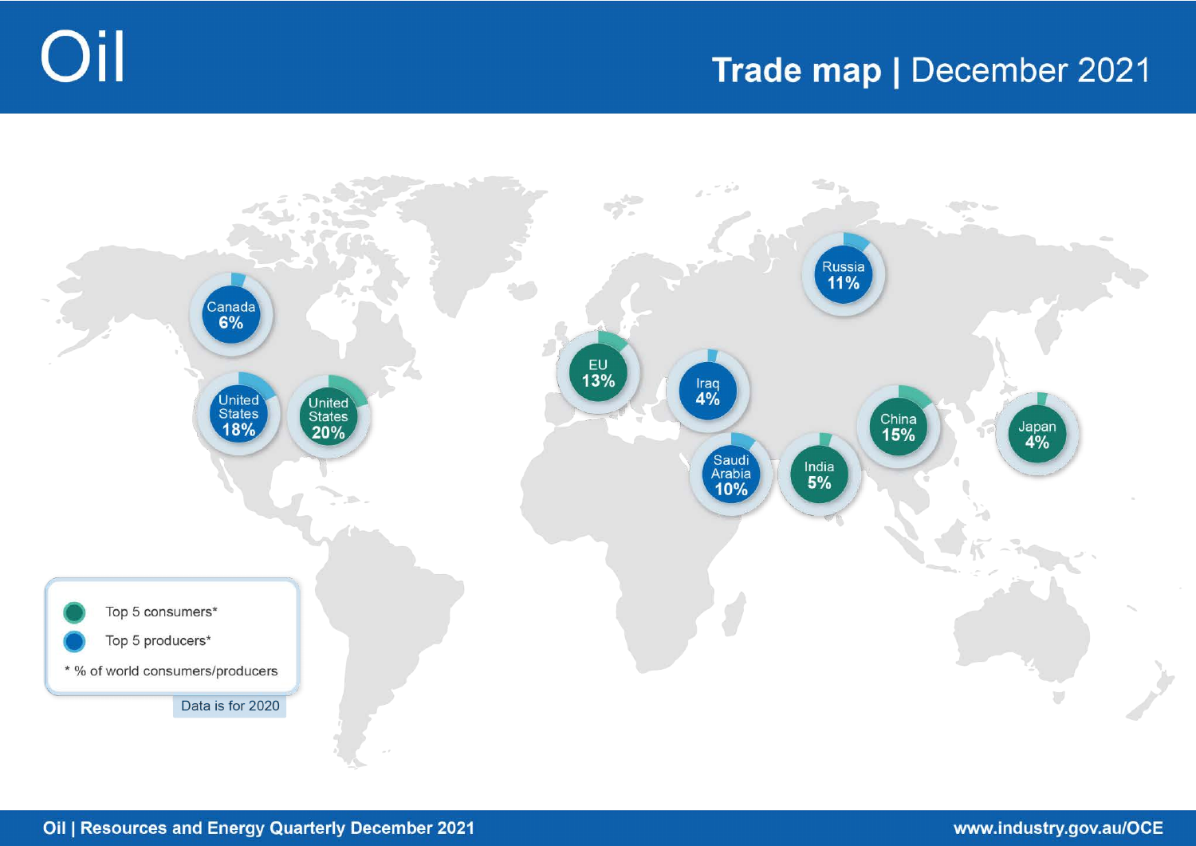# Oil

## Trade map | December 2021

Canada 6%

United States 18%

United States 20%

EU 13%

Iraq 4%

Saudi Arabia 10%

India 5%

China 15%

Russia 11%

Japan 4%

Top 5 consumers*

Top 5 producers*

* % of world consumers/producers

Data is for 2020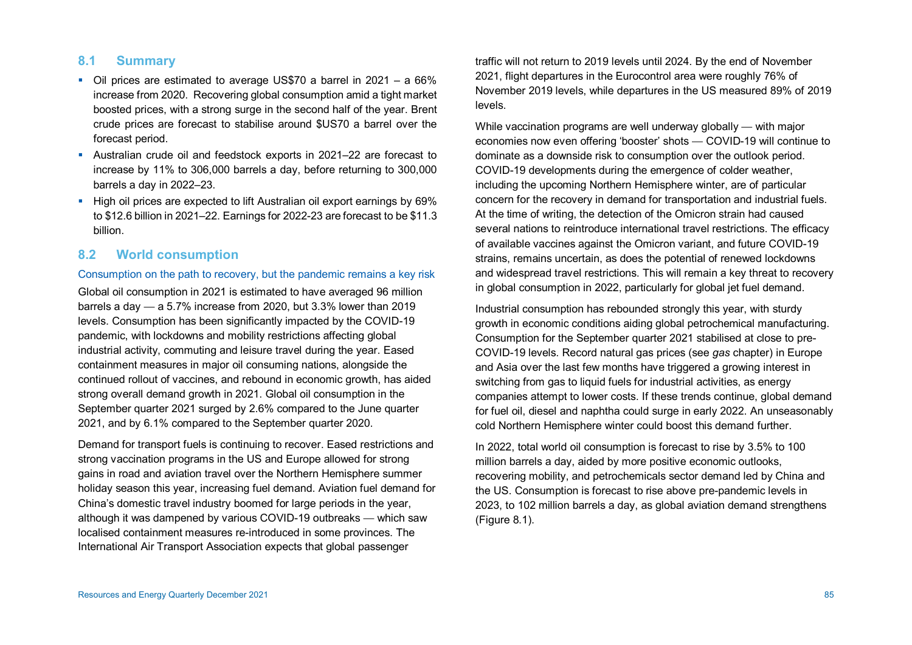## 8.1 Summary

- Oil prices are estimated to average US$70 a barrel in 2021 – a 66% increase from 2020. Recovering global consumption amid a tight market boosted prices, with a strong surge in the second half of the year. Brent crude prices are forecast to stabilise around $US70 a barrel over the forecast period.
- Australian crude oil and feedstock exports in 2021–22 are forecast to increase by 11% to 306,000 barrels a day, before returning to 300,000 barrels a day in 2022–23.
- High oil prices are expected to lift Australian oil export earnings by 69% to $12.6 billion in 2021–22. Earnings for 2022-23 are forecast to be $11.3 billion.

## 8.2 World consumption

### Consumption on the path to recovery, but the pandemic remains a key risk

Global oil consumption in 2021 is estimated to have averaged 96 million barrels a day — a 5.7% increase from 2020, but 3.3% lower than 2019 levels. Consumption has been significantly impacted by the COVID-19 pandemic, with lockdowns and mobility restrictions affecting global industrial activity, commuting and leisure travel during the year. Eased containment measures in major oil consuming nations, alongside the continued rollout of vaccines, and rebound in economic growth, has aided strong overall demand growth in 2021. Global oil consumption in the September quarter 2021 surged by 2.6% compared to the June quarter 2021, and by 6.1% compared to the September quarter 2020.

Demand for transport fuels is continuing to recover. Eased restrictions and strong vaccination programs in the US and Europe allowed for strong gains in road and aviation travel over the Northern Hemisphere summer holiday season this year, increasing fuel demand. Aviation fuel demand for China's domestic travel industry boomed for large periods in the year, although it was dampened by various COVID-19 outbreaks — which saw localised containment measures re-introduced in some provinces. The International Air Transport Association expects that global passenger traffic will not return to 2019 levels until 2024. By the end of November 2021, flight departures in the Eurocontrol area were roughly 76% of November 2019 levels, while departures in the US measured 89% of 2019 levels.

While vaccination programs are well underway globally — with major economies now even offering 'booster' shots — COVID-19 will continue to dominate as a downside risk to consumption over the outlook period. COVID-19 developments during the emergence of colder weather, including the upcoming Northern Hemisphere winter, are of particular concern for the recovery in demand for transportation and industrial fuels. At the time of writing, the detection of the Omicron strain had caused several nations to reintroduce international travel restrictions. The efficacy of available vaccines against the Omicron variant, and future COVID-19 strains, remains uncertain, as does the potential of renewed lockdowns and widespread travel restrictions. This will remain a key threat to recovery in global consumption in 2022, particularly for global jet fuel demand.

Industrial consumption has rebounded strongly this year, with sturdy growth in economic conditions aiding global petrochemical manufacturing. Consumption for the September quarter 2021 stabilised at close to pre-COVID-19 levels. Record natural gas prices (see *gas* chapter) in Europe and Asia over the last few months have triggered a growing interest in switching from gas to liquid fuels for industrial activities, as energy companies attempt to lower costs. If these trends continue, global demand for fuel oil, diesel and naphtha could surge in early 2022. An unseasonably cold Northern Hemisphere winter could boost this demand further.

In 2022, total world oil consumption is forecast to rise by 3.5% to 100 million barrels a day, aided by more positive economic outlooks, recovering mobility, and petrochemicals sector demand led by China and the US. Consumption is forecast to rise above pre-pandemic levels in 2023, to 102 million barrels a day, as global aviation demand strengthens (Figure 8.1).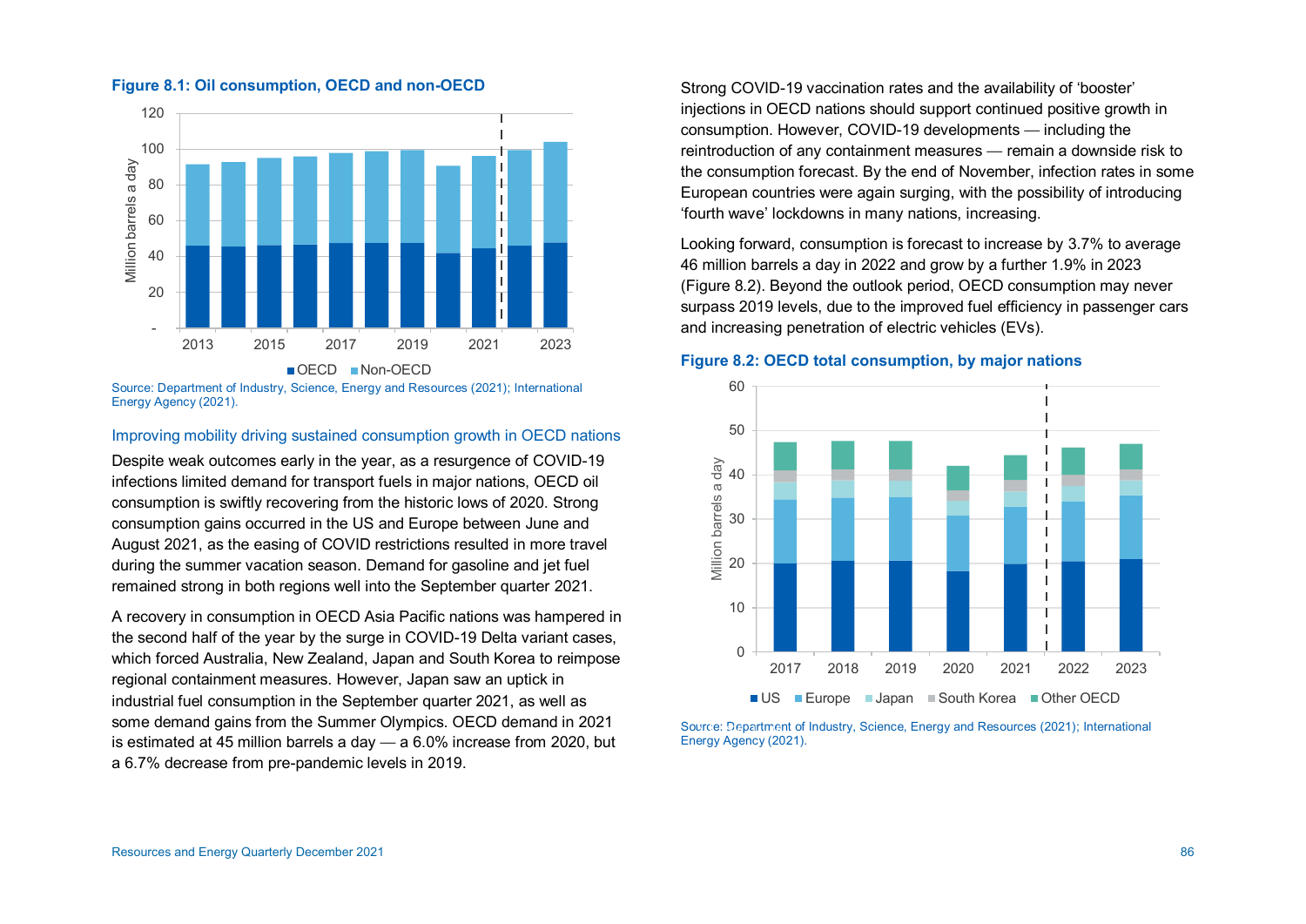**Figure 8.1: Oil consumption, OECD and non-OECD**

Source: Department of Industry, Science, Energy and Resources (2021); International Energy Agency (2021).

### Improving mobility driving sustained consumption growth in OECD nations

Despite weak outcomes early in the year, as a resurgence of COVID-19 infections limited demand for transport fuels in major nations, OECD oil consumption is swiftly recovering from the historic lows of 2020. Strong consumption gains occurred in the US and Europe between June and August 2021, as the easing of COVID restrictions resulted in more travel during the summer vacation season. Demand for gasoline and jet fuel remained strong in both regions well into the September quarter 2021.

A recovery in consumption in OECD Asia Pacific nations was hampered in the second half of the year by the surge in COVID-19 Delta variant cases, which forced Australia, New Zealand, Japan and South Korea to reimpose regional containment measures. However, Japan saw an uptick in industrial fuel consumption in the September quarter 2021, as well as some demand gains from the Summer Olympics. OECD demand in 2021 is estimated at 45 million barrels a day — a 6.0% increase from 2020, but a 6.7% decrease from pre-pandemic levels in 2019.

Strong COVID-19 vaccination rates and the availability of 'booster' injections in OECD nations should support continued positive growth in consumption. However, COVID-19 developments — including the reintroduction of any containment measures — remain a downside risk to the consumption forecast. By the end of November, infection rates in some European countries were again surging, with the possibility of introducing 'fourth wave' lockdowns in many nations, increasing.

Looking forward, consumption is forecast to increase by 3.7% to average 46 million barrels a day in 2022 and grow by a further 1.9% in 2023 (Figure 8.2). Beyond the outlook period, OECD consumption may never surpass 2019 levels, due to the improved fuel efficiency in passenger cars and increasing penetration of electric vehicles (EVs).

**Figure 8.2: OECD total consumption, by major nations**

Source: Department of Industry, Science, Energy and Resources (2021); International Energy Agency (2021).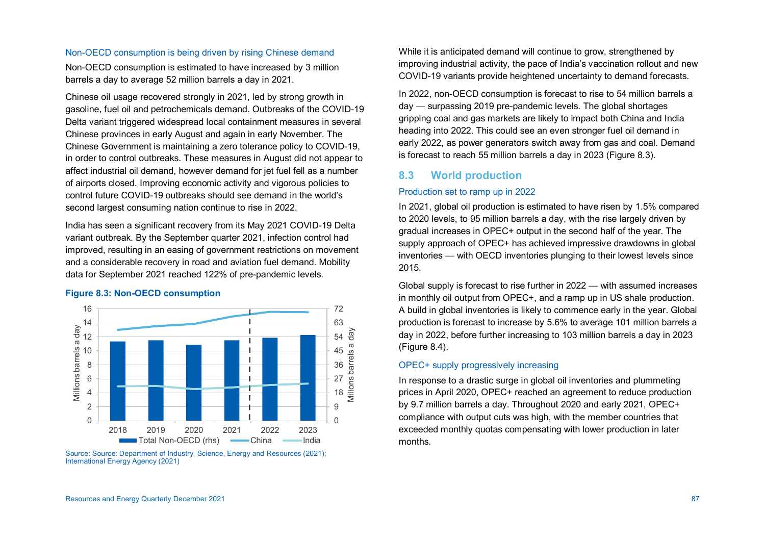### Non-OECD consumption is being driven by rising Chinese demand

Non-OECD consumption is estimated to have increased by 3 million barrels a day to average 52 million barrels a day in 2021.

Chinese oil usage recovered strongly in 2021, led by strong growth in gasoline, fuel oil and petrochemicals demand. Outbreaks of the COVID-19 Delta variant triggered widespread local containment measures in several Chinese provinces in early August and again in early November. The Chinese Government is maintaining a zero tolerance policy to COVID-19, in order to control outbreaks. These measures in August did not appear to affect industrial oil demand, however demand for jet fuel fell as a number of airports closed. Improving economic activity and vigorous policies to control future COVID-19 outbreaks should see demand in the world's second largest consuming nation continue to rise in 2022.

India has seen a significant recovery from its May 2021 COVID-19 Delta variant outbreak. By the September quarter 2021, infection control had improved, resulting in an easing of government restrictions on movement and a considerable recovery in road and aviation fuel demand. Mobility data for September 2021 reached 122% of pre-pandemic levels.

**Figure 8.3: Non-OECD consumption**

Source: Source: Department of Industry, Science, Energy and Resources (2021); International Energy Agency (2021)

While it is anticipated demand will continue to grow, strengthened by improving industrial activity, the pace of India's vaccination rollout and new COVID-19 variants provide heightened uncertainty to demand forecasts.

In 2022, non-OECD consumption is forecast to rise to 54 million barrels a day — surpassing 2019 pre-pandemic levels. The global shortages gripping coal and gas markets are likely to impact both China and India heading into 2022. This could see an even stronger fuel oil demand in early 2022, as power generators switch away from gas and coal. Demand is forecast to reach 55 million barrels a day in 2023 (Figure 8.3).

## 8.3 World production

### Production set to ramp up in 2022

In 2021, global oil production is estimated to have risen by 1.5% compared to 2020 levels, to 95 million barrels a day, with the rise largely driven by gradual increases in OPEC+ output in the second half of the year. The supply approach of OPEC+ has achieved impressive drawdowns in global inventories — with OECD inventories plunging to their lowest levels since 2015.

Global supply is forecast to rise further in 2022 — with assumed increases in monthly oil output from OPEC+, and a ramp up in US shale production. A build in global inventories is likely to commence early in the year. Global production is forecast to increase by 5.6% to average 101 million barrels a day in 2022, before further increasing to 103 million barrels a day in 2023 (Figure 8.4).

### OPEC+ supply progressively increasing

In response to a drastic surge in global oil inventories and plummeting prices in April 2020, OPEC+ reached an agreement to reduce production by 9.7 million barrels a day. Throughout 2020 and early 2021, OPEC+ compliance with output cuts was high, with the member countries that exceeded monthly quotas compensating with lower production in later months.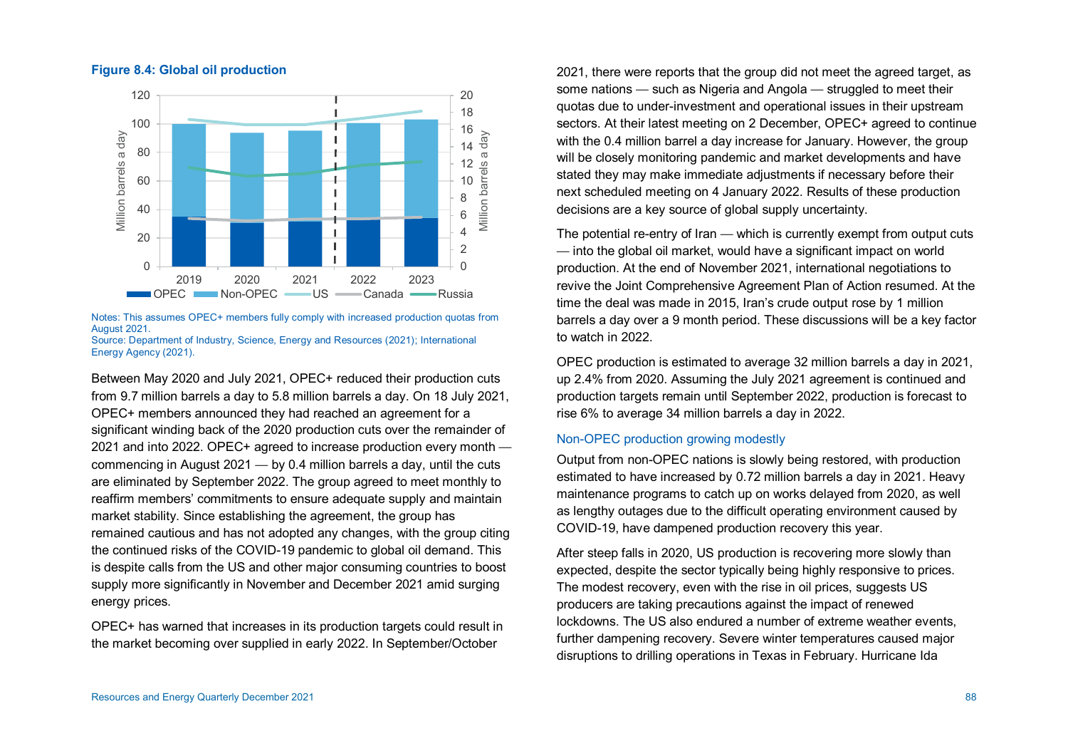**Figure 8.4: Global oil production**

Notes: This assumes OPEC+ members fully comply with increased production quotas from August 2021.
Source: Department of Industry, Science, Energy and Resources (2021); International Energy Agency (2021).

Between May 2020 and July 2021, OPEC+ reduced their production cuts from 9.7 million barrels a day to 5.8 million barrels a day. On 18 July 2021, OPEC+ members announced they had reached an agreement for a significant winding back of the 2020 production cuts over the remainder of 2021 and into 2022. OPEC+ agreed to increase production every month — commencing in August 2021 — by 0.4 million barrels a day, until the cuts are eliminated by September 2022. The group agreed to meet monthly to reaffirm members' commitments to ensure adequate supply and maintain market stability. Since establishing the agreement, the group has remained cautious and has not adopted any changes, with the group citing the continued risks of the COVID-19 pandemic to global oil demand. This is despite calls from the US and other major consuming countries to boost supply more significantly in November and December 2021 amid surging energy prices.

OPEC+ has warned that increases in its production targets could result in the market becoming over supplied in early 2022. In September/October 2021, there were reports that the group did not meet the agreed target, as some nations — such as Nigeria and Angola — struggled to meet their quotas due to under-investment and operational issues in their upstream sectors. At their latest meeting on 2 December, OPEC+ agreed to continue with the 0.4 million barrel a day increase for January. However, the group will be closely monitoring pandemic and market developments and have stated they may make immediate adjustments if necessary before their next scheduled meeting on 4 January 2022. Results of these production decisions are a key source of global supply uncertainty.

The potential re-entry of Iran — which is currently exempt from output cuts — into the global oil market, would have a significant impact on world production. At the end of November 2021, international negotiations to revive the Joint Comprehensive Agreement Plan of Action resumed. At the time the deal was made in 2015, Iran's crude output rose by 1 million barrels a day over a 9 month period. These discussions will be a key factor to watch in 2022.

OPEC production is estimated to average 32 million barrels a day in 2021, up 2.4% from 2020. Assuming the July 2021 agreement is continued and production targets remain until September 2022, production is forecast to rise 6% to average 34 million barrels a day in 2022.

### Non-OPEC production growing modestly

Output from non-OPEC nations is slowly being restored, with production estimated to have increased by 0.72 million barrels a day in 2021. Heavy maintenance programs to catch up on works delayed from 2020, as well as lengthy outages due to the difficult operating environment caused by COVID-19, have dampened production recovery this year.

After steep falls in 2020, US production is recovering more slowly than expected, despite the sector typically being highly responsive to prices. The modest recovery, even with the rise in oil prices, suggests US producers are taking precautions against the impact of renewed lockdowns. The US also endured a number of extreme weather events, further dampening recovery. Severe winter temperatures caused major disruptions to drilling operations in Texas in February. Hurricane Ida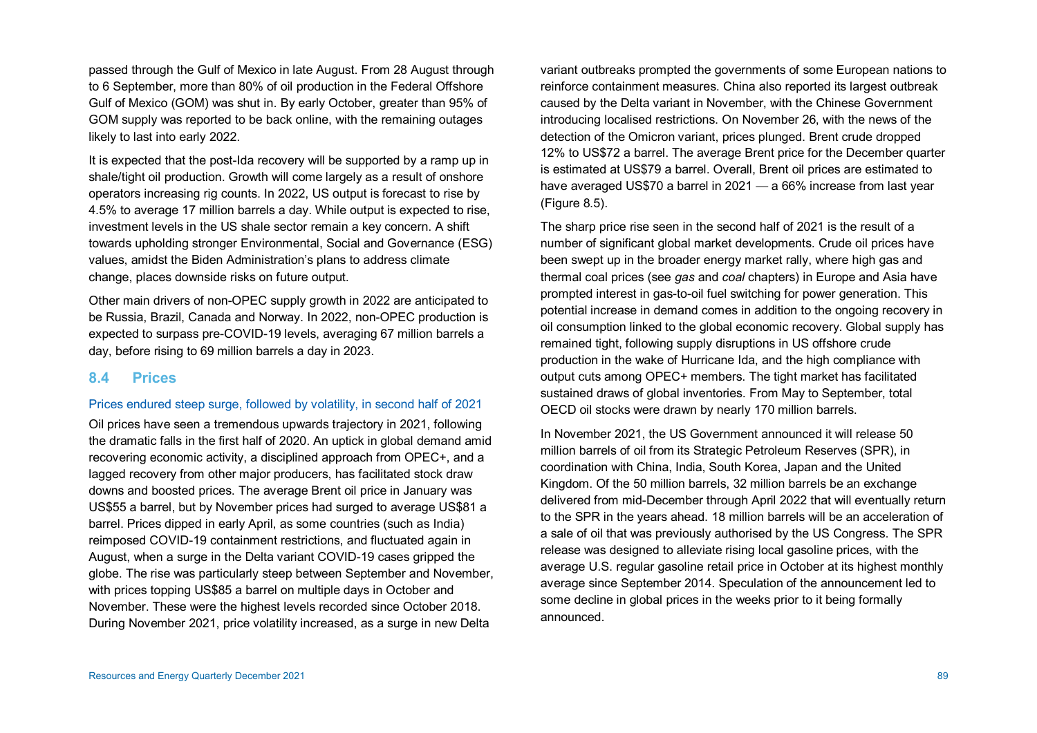passed through the Gulf of Mexico in late August. From 28 August through to 6 September, more than 80% of oil production in the Federal Offshore Gulf of Mexico (GOM) was shut in. By early October, greater than 95% of GOM supply was reported to be back online, with the remaining outages likely to last into early 2022.

It is expected that the post-Ida recovery will be supported by a ramp up in shale/tight oil production. Growth will come largely as a result of onshore operators increasing rig counts. In 2022, US output is forecast to rise by 4.5% to average 17 million barrels a day. While output is expected to rise, investment levels in the US shale sector remain a key concern. A shift towards upholding stronger Environmental, Social and Governance (ESG) values, amidst the Biden Administration's plans to address climate change, places downside risks on future output.

Other main drivers of non-OPEC supply growth in 2022 are anticipated to be Russia, Brazil, Canada and Norway. In 2022, non-OPEC production is expected to surpass pre-COVID-19 levels, averaging 67 million barrels a day, before rising to 69 million barrels a day in 2023.

## 8.4 Prices

### Prices endured steep surge, followed by volatility, in second half of 2021

Oil prices have seen a tremendous upwards trajectory in 2021, following the dramatic falls in the first half of 2020. An uptick in global demand amid recovering economic activity, a disciplined approach from OPEC+, and a lagged recovery from other major producers, has facilitated stock draw downs and boosted prices. The average Brent oil price in January was US$55 a barrel, but by November prices had surged to average US$81 a barrel. Prices dipped in early April, as some countries (such as India) reimposed COVID-19 containment restrictions, and fluctuated again in August, when a surge in the Delta variant COVID-19 cases gripped the globe. The rise was particularly steep between September and November, with prices topping US$85 a barrel on multiple days in October and November. These were the highest levels recorded since October 2018. During November 2021, price volatility increased, as a surge in new Delta variant outbreaks prompted the governments of some European nations to reinforce containment measures. China also reported its largest outbreak caused by the Delta variant in November, with the Chinese Government introducing localised restrictions. On November 26, with the news of the detection of the Omicron variant, prices plunged. Brent crude dropped 12% to US$72 a barrel. The average Brent price for the December quarter is estimated at US$79 a barrel. Overall, Brent oil prices are estimated to have averaged US$70 a barrel in 2021 — a 66% increase from last year (Figure 8.5).

The sharp price rise seen in the second half of 2021 is the result of a number of significant global market developments. Crude oil prices have been swept up in the broader energy market rally, where high gas and thermal coal prices (see *gas* and *coal* chapters) in Europe and Asia have prompted interest in gas-to-oil fuel switching for power generation. This potential increase in demand comes in addition to the ongoing recovery in oil consumption linked to the global economic recovery. Global supply has remained tight, following supply disruptions in US offshore crude production in the wake of Hurricane Ida, and the high compliance with output cuts among OPEC+ members. The tight market has facilitated sustained draws of global inventories. From May to September, total OECD oil stocks were drawn by nearly 170 million barrels.

In November 2021, the US Government announced it will release 50 million barrels of oil from its Strategic Petroleum Reserves (SPR), in coordination with China, India, South Korea, Japan and the United Kingdom. Of the 50 million barrels, 32 million barrels be an exchange delivered from mid-December through April 2022 that will eventually return to the SPR in the years ahead. 18 million barrels will be an acceleration of a sale of oil that was previously authorised by the US Congress. The SPR release was designed to alleviate rising local gasoline prices, with the average U.S. regular gasoline retail price in October at its highest monthly average since September 2014. Speculation of the announcement led to some decline in global prices in the weeks prior to it being formally announced.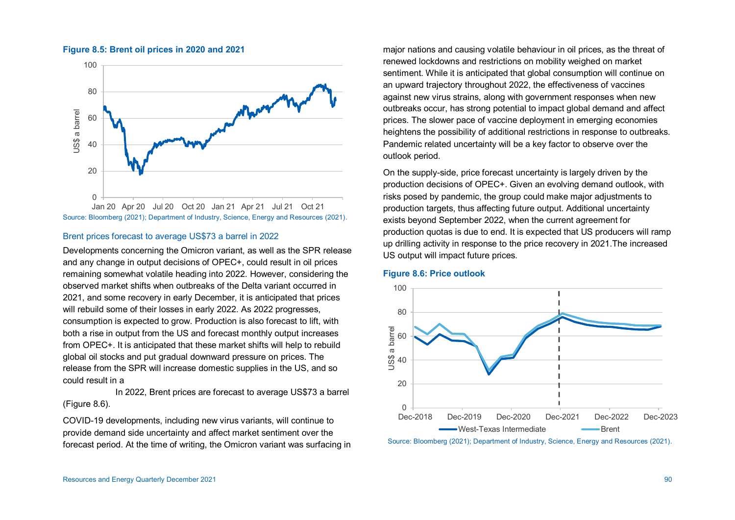**Figure 8.5: Brent oil prices in 2020 and 2021**

Source: Bloomberg (2021); Department of Industry, Science, Energy and Resources (2021).

### Brent prices forecast to average US$73 a barrel in 2022

Developments concerning the Omicron variant, as well as the SPR release and any change in output decisions of OPEC+, could result in oil prices remaining somewhat volatile heading into 2022. However, considering the observed market shifts when outbreaks of the Delta variant occurred in 2021, and some recovery in early December, it is anticipated that prices will rebuild some of their losses in early 2022. As 2022 progresses, consumption is expected to grow. Production is also forecast to lift, with both a rise in output from the US and forecast monthly output increases from OPEC+. It is anticipated that these market shifts will help to rebuild global oil stocks and put gradual downward pressure on prices. The release from the SPR will increase domestic supplies in the US, and so could result in a

In 2022, Brent prices are forecast to average US$73 a barrel (Figure 8.6).

COVID-19 developments, including new virus variants, will continue to provide demand side uncertainty and affect market sentiment over the forecast period. At the time of writing, the Omicron variant was surfacing in major nations and causing volatile behaviour in oil prices, as the threat of renewed lockdowns and restrictions on mobility weighed on market sentiment. While it is anticipated that global consumption will continue on an upward trajectory throughout 2022, the effectiveness of vaccines against new virus strains, along with government responses when new outbreaks occur, has strong potential to impact global demand and affect prices. The slower pace of vaccine deployment in emerging economies heightens the possibility of additional restrictions in response to outbreaks. Pandemic related uncertainty will be a key factor to observe over the outlook period.

On the supply-side, price forecast uncertainty is largely driven by the production decisions of OPEC+. Given an evolving demand outlook, with risks posed by pandemic, the group could make major adjustments to production targets, thus affecting future output. Additional uncertainty exists beyond September 2022, when the current agreement for production quotas is due to end. It is expected that US producers will ramp up drilling activity in response to the price recovery in 2021.The increased US output will impact future prices.

**Figure 8.6: Price outlook**

Source: Bloomberg (2021); Department of Industry, Science, Energy and Resources (2021).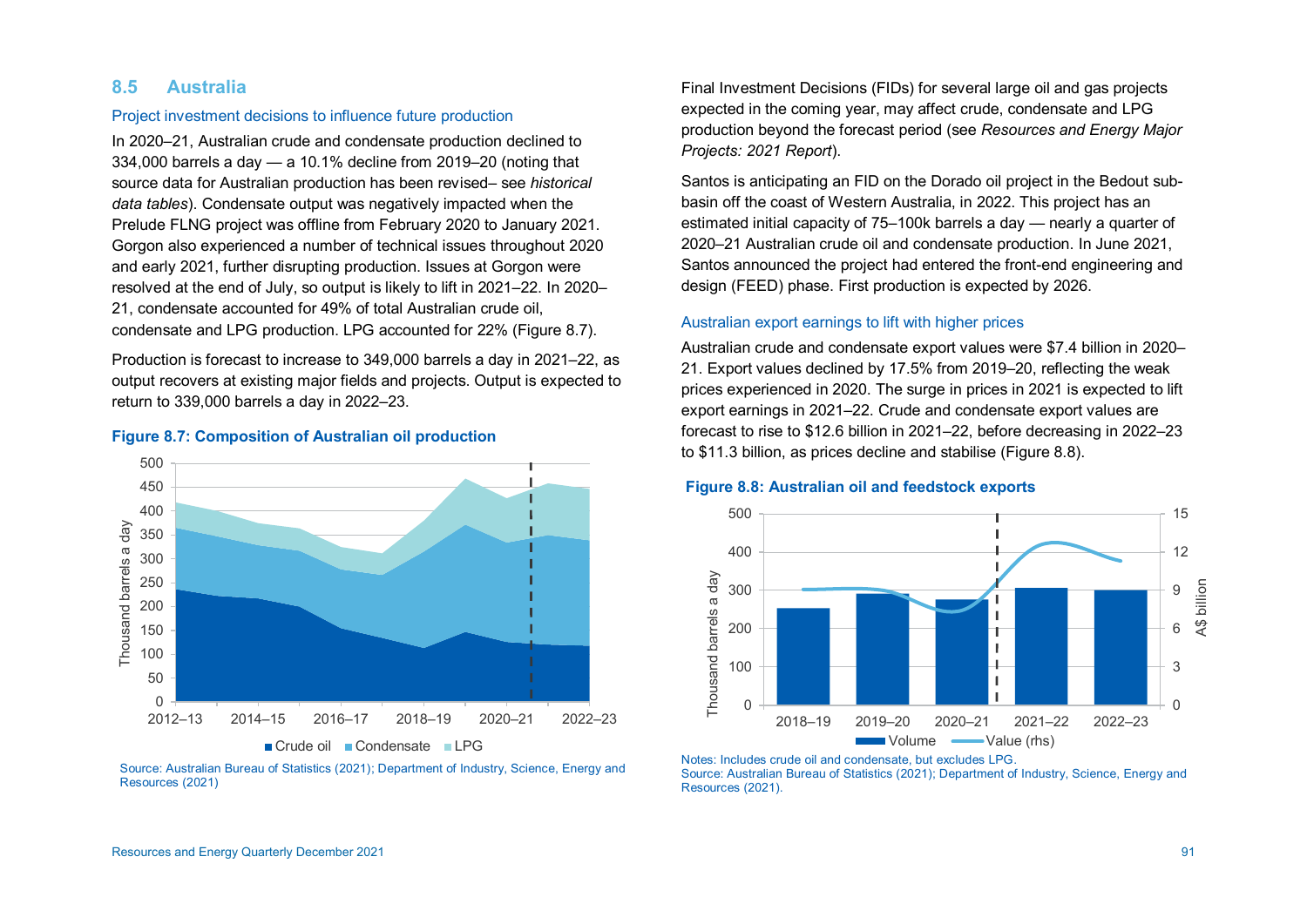## 8.5 Australia

### Project investment decisions to influence future production

In 2020–21, Australian crude and condensate production declined to 334,000 barrels a day — a 10.1% decline from 2019–20 (noting that source data for Australian production has been revised– see *historical data tables*). Condensate output was negatively impacted when the Prelude FLNG project was offline from February 2020 to January 2021. Gorgon also experienced a number of technical issues throughout 2020 and early 2021, further disrupting production. Issues at Gorgon were resolved at the end of July, so output is likely to lift in 2021–22. In 2020–21, condensate accounted for 49% of total Australian crude oil, condensate and LPG production. LPG accounted for 22% (Figure 8.7).

Production is forecast to increase to 349,000 barrels a day in 2021–22, as output recovers at existing major fields and projects. Output is expected to return to 339,000 barrels a day in 2022–23.

**Figure 8.7: Composition of Australian oil production**

Source: Australian Bureau of Statistics (2021); Department of Industry, Science, Energy and Resources (2021)

Final Investment Decisions (FIDs) for several large oil and gas projects expected in the coming year, may affect crude, condensate and LPG production beyond the forecast period (see *Resources and Energy Major Projects: 2021 Report*).

Santos is anticipating an FID on the Dorado oil project in the Bedout sub-basin off the coast of Western Australia, in 2022. This project has an estimated initial capacity of 75–100k barrels a day — nearly a quarter of 2020–21 Australian crude oil and condensate production. In June 2021, Santos announced the project had entered the front-end engineering and design (FEED) phase. First production is expected by 2026.

### Australian export earnings to lift with higher prices

Australian crude and condensate export values were $7.4 billion in 2020–21. Export values declined by 17.5% from 2019–20, reflecting the weak prices experienced in 2020. The surge in prices in 2021 is expected to lift export earnings in 2021–22. Crude and condensate export values are forecast to rise to $12.6 billion in 2021–22, before decreasing in 2022–23 to $11.3 billion, as prices decline and stabilise (Figure 8.8).

**Figure 8.8: Australian oil and feedstock exports**

Notes: Includes crude oil and condensate, but excludes LPG.
Source: Australian Bureau of Statistics (2021); Department of Industry, Science, Energy and Resources (2021).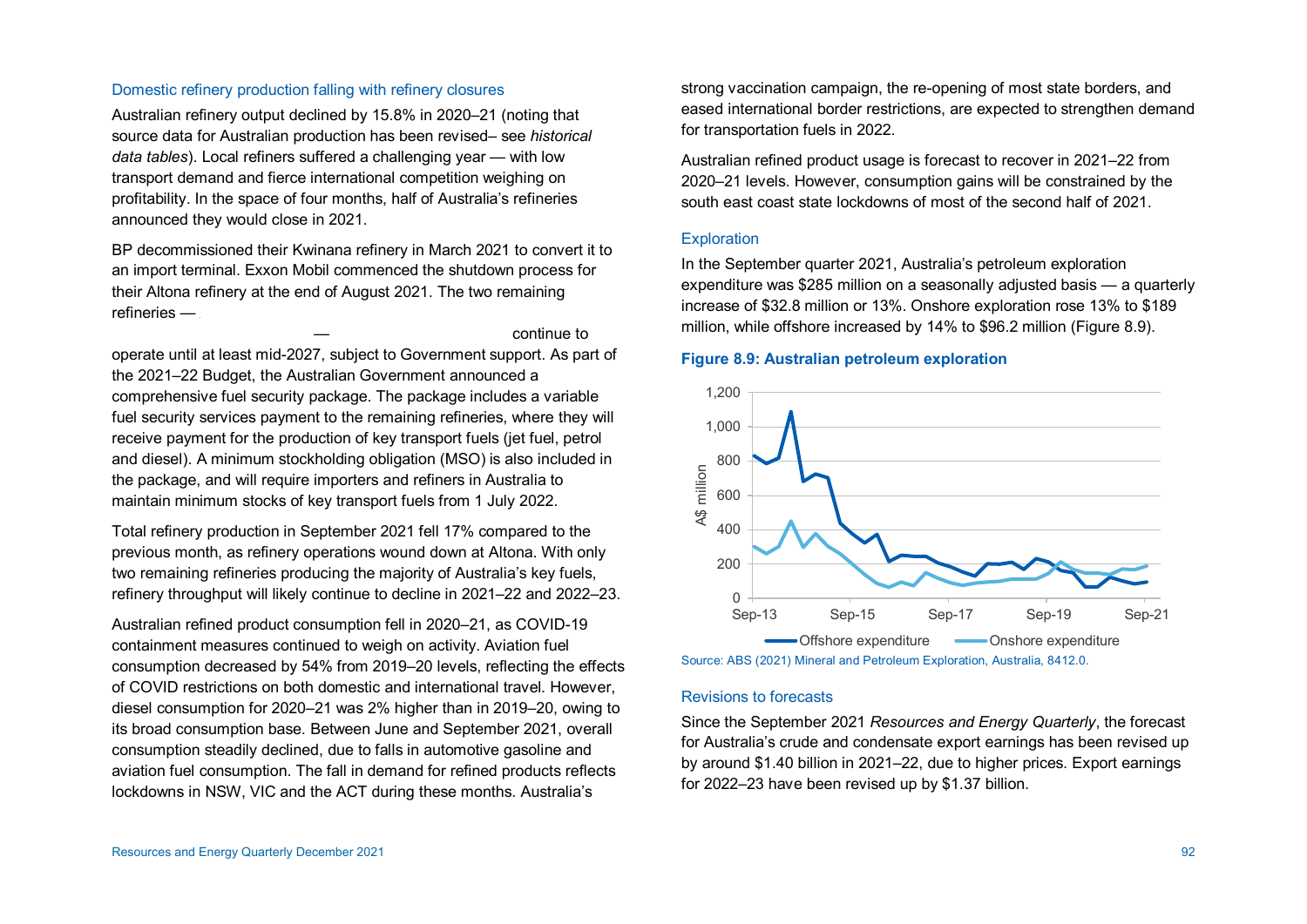### Domestic refinery production falling with refinery closures

Australian refinery output declined by 15.8% in 2020–21 (noting that source data for Australian production has been revised– see *historical data tables*). Local refiners suffered a challenging year — with low transport demand and fierce international competition weighing on profitability. In the space of four months, half of Australia's refineries announced they would close in 2021.

BP decommissioned their Kwinana refinery in March 2021 to convert it to an import terminal. Exxon Mobil commenced the shutdown process for their Altona refinery at the end of August 2021. The two remaining refineries — — continue to operate until at least mid-2027, subject to Government support. As part of the 2021–22 Budget, the Australian Government announced a comprehensive fuel security package. The package includes a variable fuel security services payment to the remaining refineries, where they will receive payment for the production of key transport fuels (jet fuel, petrol and diesel). A minimum stockholding obligation (MSO) is also included in the package, and will require importers and refiners in Australia to maintain minimum stocks of key transport fuels from 1 July 2022.

Total refinery production in September 2021 fell 17% compared to the previous month, as refinery operations wound down at Altona. With only two remaining refineries producing the majority of Australia's key fuels, refinery throughput will likely continue to decline in 2021–22 and 2022–23.

Australian refined product consumption fell in 2020–21, as COVID-19 containment measures continued to weigh on activity. Aviation fuel consumption decreased by 54% from 2019–20 levels, reflecting the effects of COVID restrictions on both domestic and international travel. However, diesel consumption for 2020–21 was 2% higher than in 2019–20, owing to its broad consumption base. Between June and September 2021, overall consumption steadily declined, due to falls in automotive gasoline and aviation fuel consumption. The fall in demand for refined products reflects lockdowns in NSW, VIC and the ACT during these months. Australia's strong vaccination campaign, the re-opening of most state borders, and eased international border restrictions, are expected to strengthen demand for transportation fuels in 2022.

Australian refined product usage is forecast to recover in 2021–22 from 2020–21 levels. However, consumption gains will be constrained by the south east coast state lockdowns of most of the second half of 2021.

### Exploration

In the September quarter 2021, Australia's petroleum exploration expenditure was $285 million on a seasonally adjusted basis — a quarterly increase of $32.8 million or 13%. Onshore exploration rose 13% to $189 million, while offshore increased by 14% to $96.2 million (Figure 8.9).

**Figure 8.9: Australian petroleum exploration**

Source: ABS (2021) Mineral and Petroleum Exploration, Australia, 8412.0.

### Revisions to forecasts

Since the September 2021 *Resources and Energy Quarterly*, the forecast for Australia's crude and condensate export earnings has been revised up by around $1.40 billion in 2021–22, due to higher prices. Export earnings for 2022–23 have been revised up by $1.37 billion.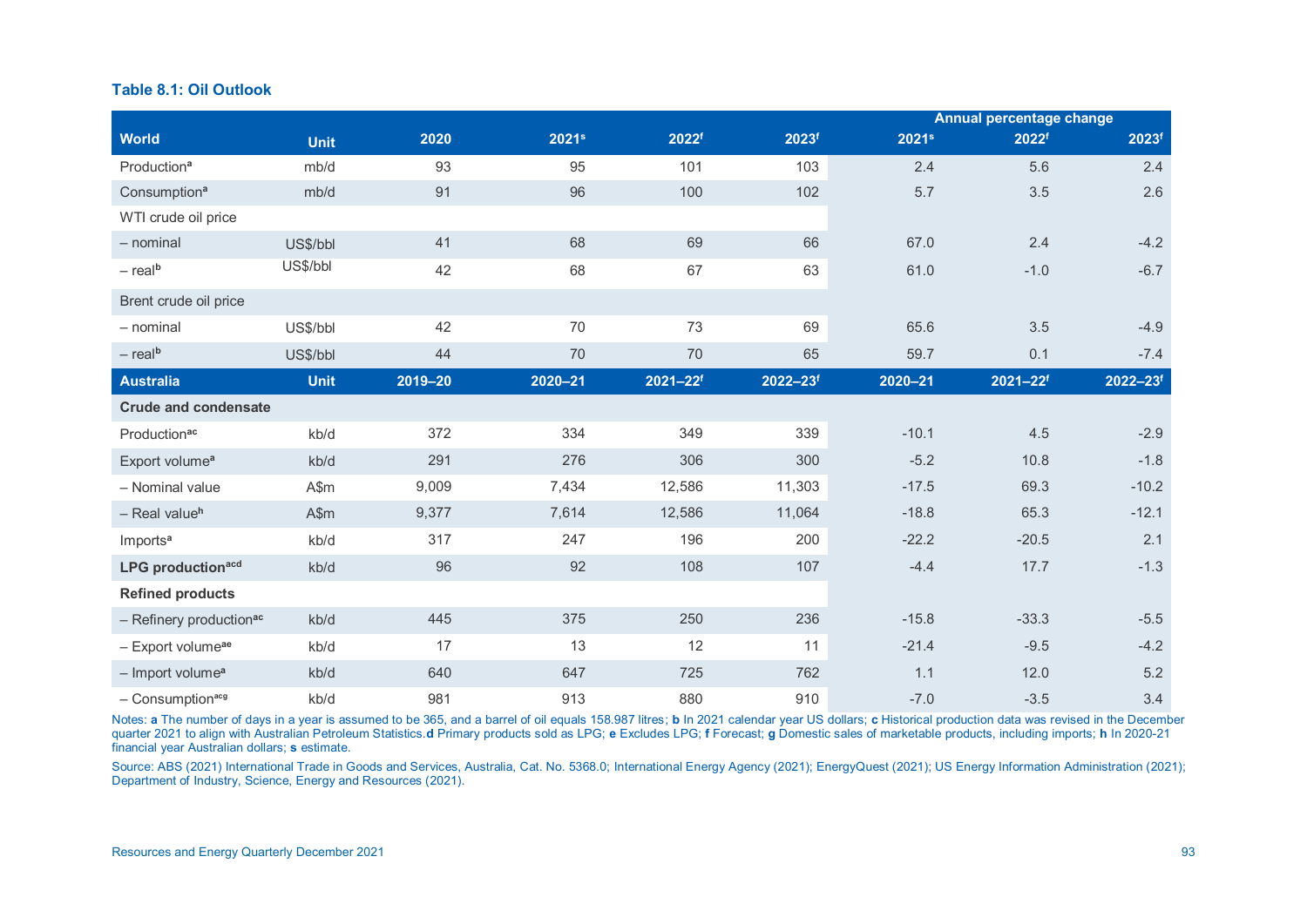### Table 8.1: Oil Outlook

| | | | | | | Annual percentage change | | |
|---|---|---|---|---|---|---|---|---|
| **World** | **Unit** | **2020** | **2021[s]** | **2022[f]** | **2023[f]** | **2021[s]** | **2022[f]** | **2023[f]** |
| Production[a] | mb/d | 93 | 95 | 101 | 103 | 2.4 | 5.6 | 2.4 |
| Consumption[a] | mb/d | 91 | 96 | 100 | 102 | 5.7 | 3.5 | 2.6 |
| WTI crude oil price | | | | | | | | |
| – nominal | US$/bbl | 41 | 68 | 69 | 66 | 67.0 | 2.4 | -4.2 |
| – real[b] | US$/bbl | 42 | 68 | 67 | 63 | 61.0 | -1.0 | -6.7 |
| Brent crude oil price | | | | | | | | |
| – nominal | US$/bbl | 42 | 70 | 73 | 69 | 65.6 | 3.5 | -4.9 |
| – real[b] | US$/bbl | 44 | 70 | 70 | 65 | 59.7 | 0.1 | -7.4 |
| **Australia** | **Unit** | **2019–20** | **2020–21** | **2021–22[f]** | **2022–23[f]** | **2020–21** | **2021–22[f]** | **2022–23[f]** |
| **Crude and condensate** | | | | | | | | |
| Production[ac] | kb/d | 372 | 334 | 349 | 339 | -10.1 | 4.5 | -2.9 |
| Export volume[a] | kb/d | 291 | 276 | 306 | 300 | -5.2 | 10.8 | -1.8 |
| – Nominal value | A$m | 9,009 | 7,434 | 12,586 | 11,303 | -17.5 | 69.3 | -10.2 |
| – Real value[h] | A$m | 9,377 | 7,614 | 12,586 | 11,064 | -18.8 | 65.3 | -12.1 |
| Imports[a] | kb/d | 317 | 247 | 196 | 200 | -22.2 | -20.5 | 2.1 |
| **LPG production[acd]** | kb/d | 96 | 92 | 108 | 107 | -4.4 | 17.7 | -1.3 |
| **Refined products** | | | | | | | | |
| – Refinery production[ac] | kb/d | 445 | 375 | 250 | 236 | -15.8 | -33.3 | -5.5 |
| – Export volume[ae] | kb/d | 17 | 13 | 12 | 11 | -21.4 | -9.5 | -4.2 |
| – Import volume[a] | kb/d | 640 | 647 | 725 | 762 | 1.1 | 12.0 | 5.2 |
| – Consumption[acg] | kb/d | 981 | 913 | 880 | 910 | -7.0 | -3.5 | 3.4 |

Notes: **a** The number of days in a year is assumed to be 365, and a barrel of oil equals 158.987 litres; **b** In 2021 calendar year US dollars; **c** Historical production data was revised in the December quarter 2021 to align with Australian Petroleum Statistics.**d** Primary products sold as LPG; **e** Excludes LPG; **f** Forecast; **g** Domestic sales of marketable products, including imports; **h** In 2020-21 financial year Australian dollars; **s** estimate.

Source: ABS (2021) International Trade in Goods and Services, Australia, Cat. No. 5368.0; International Energy Agency (2021); EnergyQuest (2021); US Energy Information Administration (2021); Department of Industry, Science, Energy and Resources (2021).